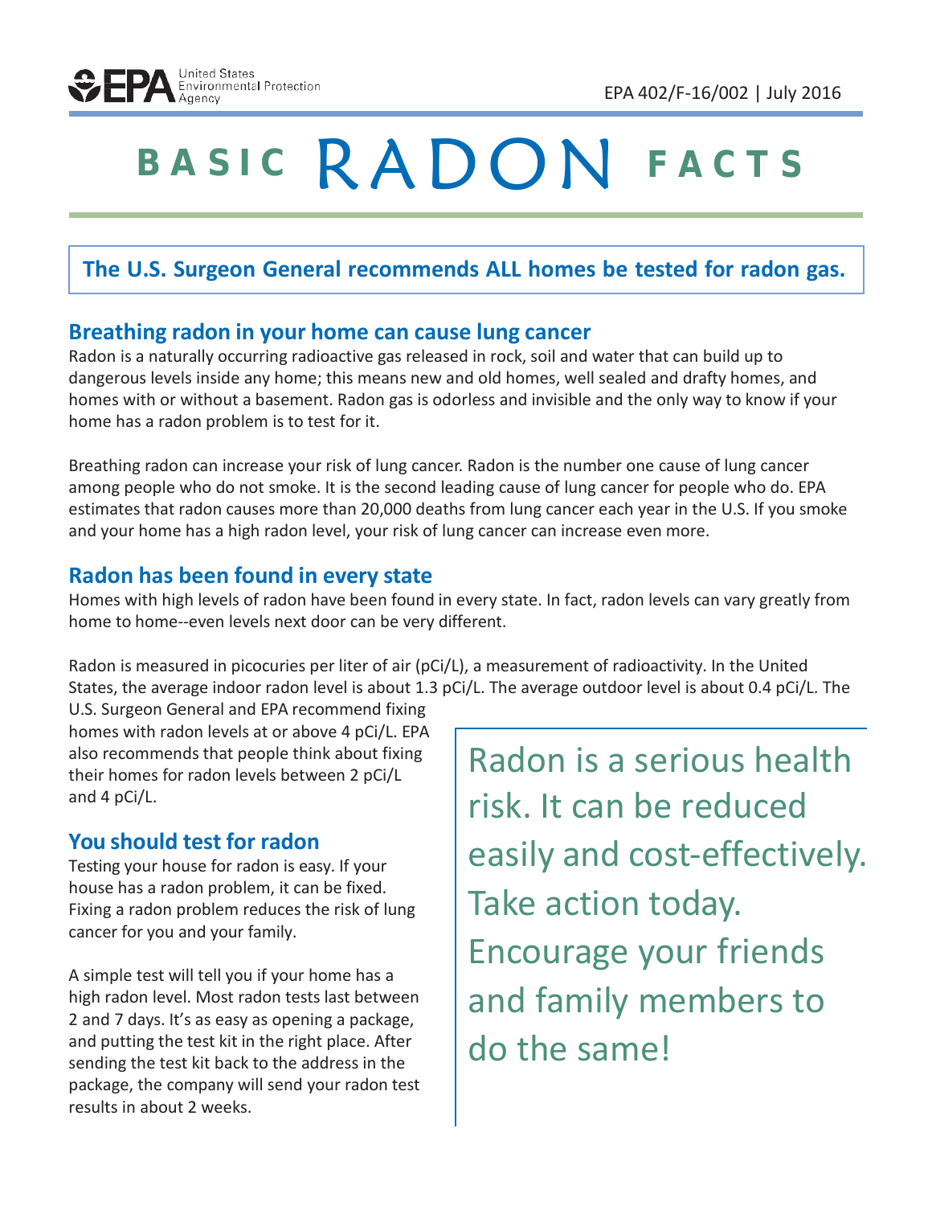# BASIC RADON FACTS

**The U.S. Surgeon General recommends ALL homes be tested for radon gas.**

## Breathing radon in your home can cause lung cancer

Radon is a naturally occurring radioactive gas released in rock, soil and water that can build up to dangerous levels inside any home; this means new and old homes, well sealed and drafty homes, and homes with or without a basement. Radon gas is odorless and invisible and the only way to know if your home has a radon problem is to test for it.

Breathing radon can increase your risk of lung cancer. Radon is the number one cause of lung cancer among people who do not smoke. It is the second leading cause of lung cancer for people who do. EPA estimates that radon causes more than 20,000 deaths from lung cancer each year in the U.S. If you smoke and your home has a high radon level, your risk of lung cancer can increase even more.

## Radon has been found in every state

Homes with high levels of radon have been found in every state. In fact, radon levels can vary greatly from home to home--even levels next door can be very different.

Radon is measured in picocuries per liter of air (pCi/L), a measurement of radioactivity. In the United States, the average indoor radon level is about 1.3 pCi/L. The average outdoor level is about 0.4 pCi/L. The U.S. Surgeon General and EPA recommend fixing homes with radon levels at or above 4 pCi/L. EPA also recommends that people think about fixing their homes for radon levels between 2 pCi/L and 4 pCi/L.

## You should test for radon

Testing your house for radon is easy. If your house has a radon problem, it can be fixed. Fixing a radon problem reduces the risk of lung cancer for you and your family.

A simple test will tell you if your home has a high radon level. Most radon tests last between 2 and 7 days. It's as easy as opening a package, and putting the test kit in the right place. After sending the test kit back to the address in the package, the company will send your radon test results in about 2 weeks.

Radon is a serious health risk. It can be reduced easily and cost-effectively. Take action today. Encourage your friends and family members to do the same!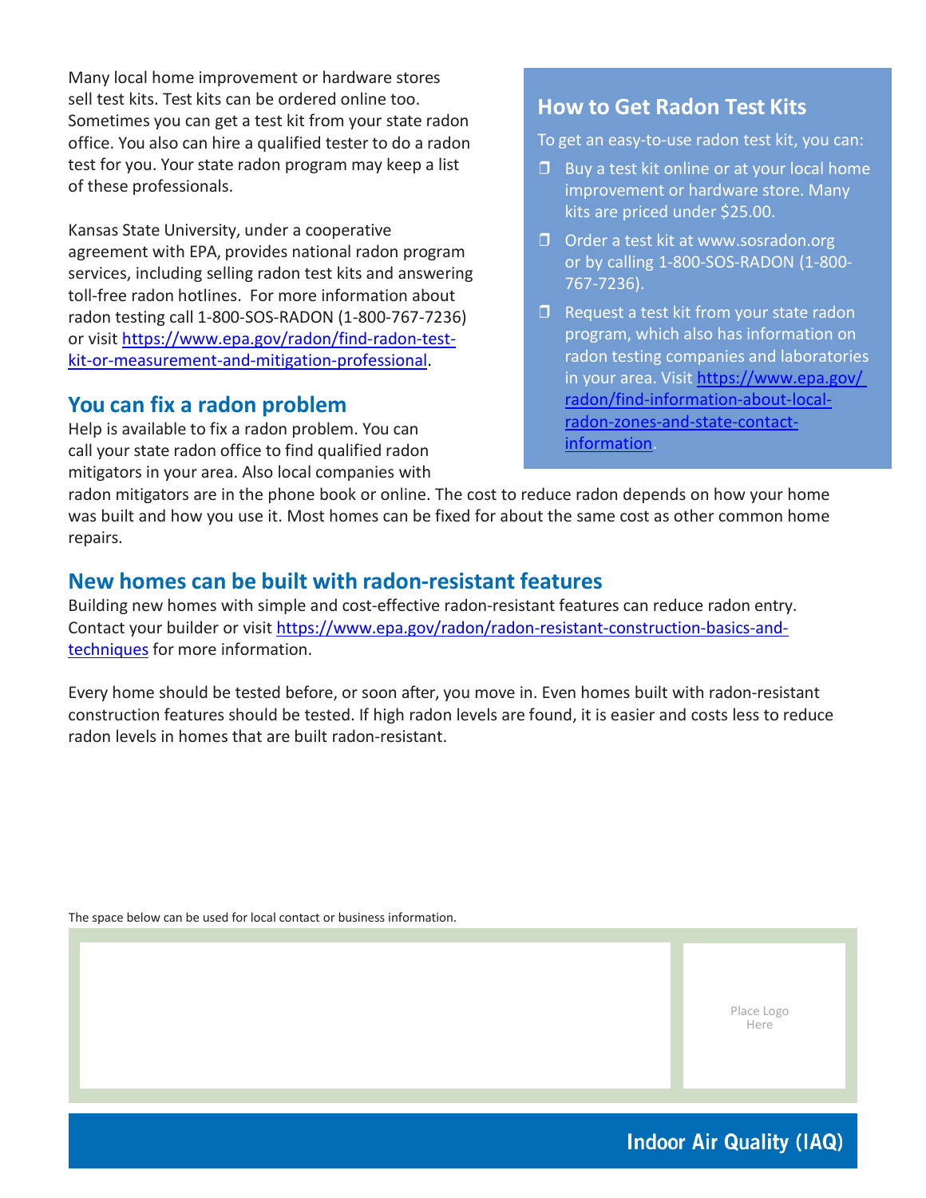Many local home improvement or hardware stores sell test kits. Test kits can be ordered online too. Sometimes you can get a test kit from your state radon office. You also can hire a qualified tester to do a radon test for you. Your state radon program may keep a list of these professionals.

Kansas State University, under a cooperative agreement with EPA, provides national radon program services, including selling radon test kits and answering toll-free radon hotlines. For more information about radon testing call 1-800-SOS-RADON (1-800-767-7236) or visit https://www.epa.gov/radon/find-radon-test-kit-or-measurement-and-mitigation-professional.

## How to Get Radon Test Kits

To get an easy-to-use radon test kit, you can:

- Buy a test kit online or at your local home improvement or hardware store. Many kits are priced under $25.00.
- Order a test kit at www.sosradon.org or by calling 1-800-SOS-RADON (1-800-767-7236).
- Request a test kit from your state radon program, which also has information on radon testing companies and laboratories in your area. Visit https://www.epa.gov/radon/find-information-about-local-radon-zones-and-state-contact-information.

## You can fix a radon problem

Help is available to fix a radon problem. You can call your state radon office to find qualified radon mitigators in your area. Also local companies with radon mitigators are in the phone book or online. The cost to reduce radon depends on how your home was built and how you use it. Most homes can be fixed for about the same cost as other common home repairs.

## New homes can be built with radon-resistant features

Building new homes with simple and cost-effective radon-resistant features can reduce radon entry. Contact your builder or visit https://www.epa.gov/radon/radon-resistant-construction-basics-and-techniques for more information.

Every home should be tested before, or soon after, you move in. Even homes built with radon-resistant construction features should be tested. If high radon levels are found, it is easier and costs less to reduce radon levels in homes that are built radon-resistant.

The space below can be used for local contact or business information.

Place Logo Here

Indoor Air Quality (IAQ)